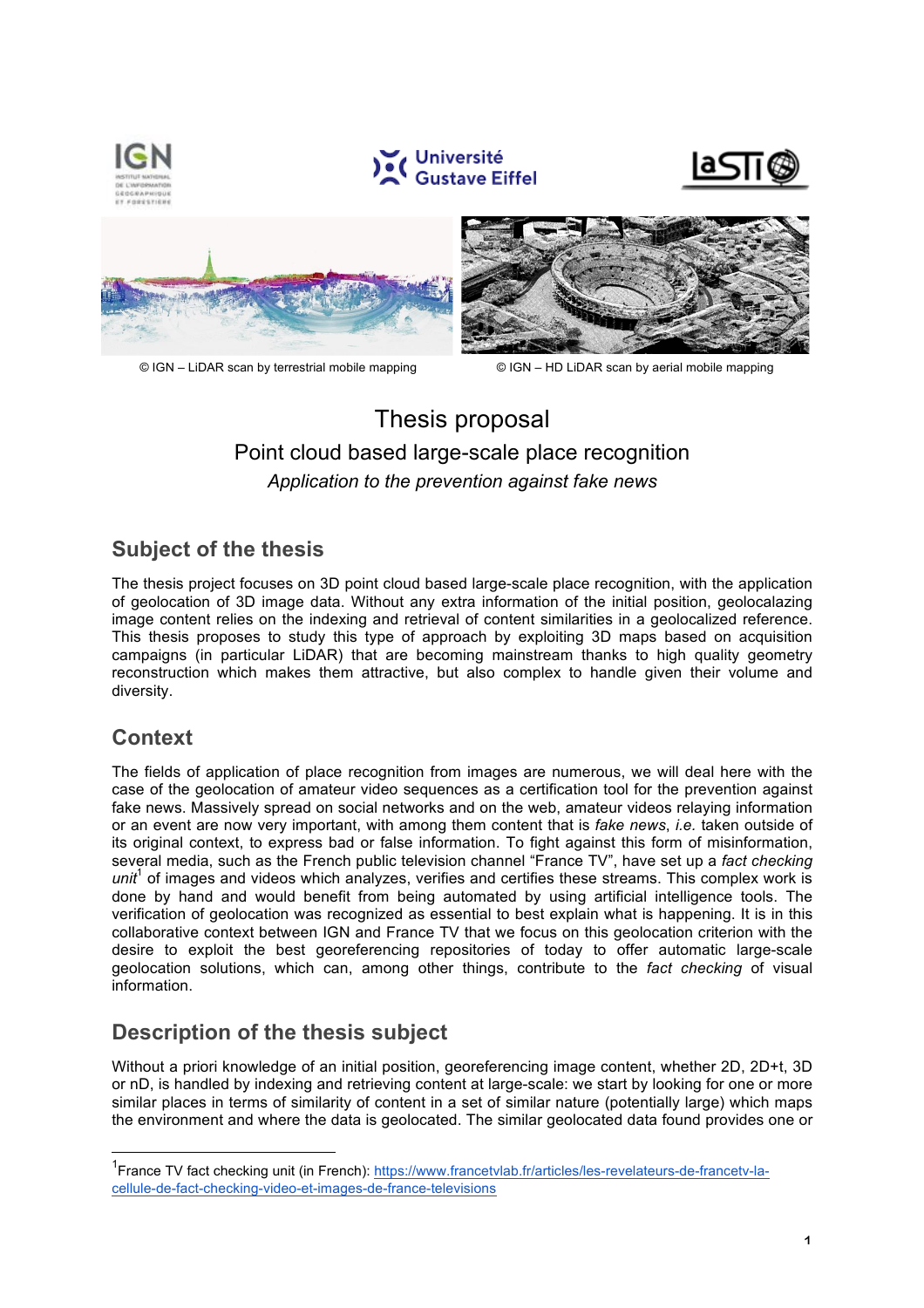© IGN – LiDAR scan by terrestrial mobile mapping

© IGN – HD LiDAR scan by aerial mobile mapping

# Thesis proposal

## Point cloud based large-scale place recognition

*Application to the prevention against fake news*

## Subject of the thesis

The thesis project focuses on 3D point cloud based large-scale place recognition, with the application of geolocation of 3D image data. Without any extra information of the initial position, geolocalazing image content relies on the indexing and retrieval of content similarities in a geolocalized reference. This thesis proposes to study this type of approach by exploiting 3D maps based on acquisition campaigns (in particular LiDAR) that are becoming mainstream thanks to high quality geometry reconstruction which makes them attractive, but also complex to handle given their volume and diversity.

## Context

The fields of application of place recognition from images are numerous, we will deal here with the case of the geolocation of amateur video sequences as a certification tool for the prevention against fake news. Massively spread on social networks and on the web, amateur videos relaying information or an event are now very important, with among them content that is *fake news*, *i.e.* taken outside of its original context, to express bad or false information. To fight against this form of misinformation, several media, such as the French public television channel "France TV", have set up a *fact checking unit*[1] of images and videos which analyzes, verifies and certifies these streams. This complex work is done by hand and would benefit from being automated by using artificial intelligence tools. The verification of geolocation was recognized as essential to best explain what is happening. It is in this collaborative context between IGN and France TV that we focus on this geolocation criterion with the desire to exploit the best georeferencing repositories of today to offer automatic large-scale geolocation solutions, which can, among other things, contribute to the *fact checking* of visual information.

## Description of the thesis subject

Without a priori knowledge of an initial position, georeferencing image content, whether 2D, 2D+t, 3D or nD, is handled by indexing and retrieving content at large-scale: we start by looking for one or more similar places in terms of similarity of content in a set of similar nature (potentially large) which maps the environment and where the data is geolocated. The similar geolocated data found provides one or

---

[1] France TV fact checking unit (in French): https://www.francetvlab.fr/articles/les-revelateurs-de-francetv-la-cellule-de-fact-checking-video-et-images-de-france-televisions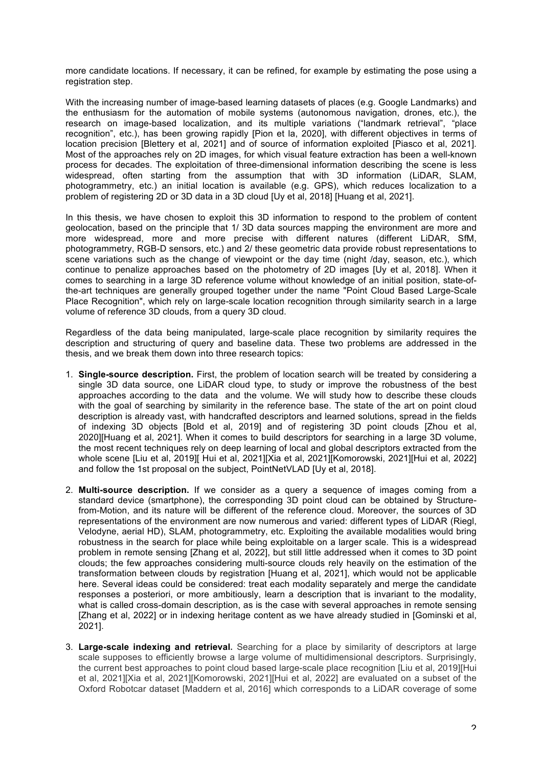more candidate locations. If necessary, it can be refined, for example by estimating the pose using a registration step.

With the increasing number of image-based learning datasets of places (e.g. Google Landmarks) and the enthusiasm for the automation of mobile systems (autonomous navigation, drones, etc.), the research on image-based localization, and its multiple variations ("landmark retrieval", "place recognition", etc.), has been growing rapidly [Pion et la, 2020], with different objectives in terms of location precision [Blettery et al, 2021] and of source of information exploited [Piasco et al, 2021]. Most of the approaches rely on 2D images, for which visual feature extraction has been a well-known process for decades. The exploitation of three-dimensional information describing the scene is less widespread, often starting from the assumption that with 3D information (LiDAR, SLAM, photogrammetry, etc.) an initial location is available (e.g. GPS), which reduces localization to a problem of registering 2D or 3D data in a 3D cloud [Uy et al, 2018] [Huang et al, 2021].

In this thesis, we have chosen to exploit this 3D information to respond to the problem of content geolocation, based on the principle that 1/ 3D data sources mapping the environment are more and more widespread, more and more precise with different natures (different LiDAR, SfM, photogrammetry, RGB-D sensors, etc.) and 2/ these geometric data provide robust representations to scene variations such as the change of viewpoint or the day time (night /day, season, etc.), which continue to penalize approaches based on the photometry of 2D images [Uy et al, 2018]. When it comes to searching in a large 3D reference volume without knowledge of an initial position, state-of-the-art techniques are generally grouped together under the name "Point Cloud Based Large-Scale Place Recognition", which rely on large-scale location recognition through similarity search in a large volume of reference 3D clouds, from a query 3D cloud.

Regardless of the data being manipulated, large-scale place recognition by similarity requires the description and structuring of query and baseline data. These two problems are addressed in the thesis, and we break them down into three research topics:

1. **Single-source description.** First, the problem of location search will be treated by considering a single 3D data source, one LiDAR cloud type, to study or improve the robustness of the best approaches according to the data and the volume. We will study how to describe these clouds with the goal of searching by similarity in the reference base. The state of the art on point cloud description is already vast, with handcrafted descriptors and learned solutions, spread in the fields of indexing 3D objects [Bold et al, 2019] and of registering 3D point clouds [Zhou et al, 2020][Huang et al, 2021]. When it comes to build descriptors for searching in a large 3D volume, the most recent techniques rely on deep learning of local and global descriptors extracted from the whole scene [Liu et al, 2019][ Hui et al, 2021][Xia et al, 2021][Komorowski, 2021][Hui et al, 2022] and follow the 1st proposal on the subject, PointNetVLAD [Uy et al, 2018].
2. **Multi-source description.** If we consider as a query a sequence of images coming from a standard device (smartphone), the corresponding 3D point cloud can be obtained by Structure-from-Motion, and its nature will be different of the reference cloud. Moreover, the sources of 3D representations of the environment are now numerous and varied: different types of LiDAR (Riegl, Velodyne, aerial HD), SLAM, photogrammetry, etc. Exploiting the available modalities would bring robustness in the search for place while being exploitable on a larger scale. This is a widespread problem in remote sensing [Zhang et al, 2022], but still little addressed when it comes to 3D point clouds; the few approaches considering multi-source clouds rely heavily on the estimation of the transformation between clouds by registration [Huang et al, 2021], which would not be applicable here. Several ideas could be considered: treat each modality separately and merge the candidate responses a posteriori, or more ambitiously, learn a description that is invariant to the modality, what is called cross-domain description, as is the case with several approaches in remote sensing [Zhang et al, 2022] or in indexing heritage content as we have already studied in [Gominski et al, 2021].
3. **Large-scale indexing and retrieval.** Searching for a place by similarity of descriptors at large scale supposes to efficiently browse a large volume of multidimensional descriptors. Surprisingly, the current best approaches to point cloud based large-scale place recognition [Liu et al, 2019][Hui et al, 2021][Xia et al, 2021][Komorowski, 2021][Hui et al, 2022] are evaluated on a subset of the Oxford Robotcar dataset [Maddern et al, 2016] which corresponds to a LiDAR coverage of some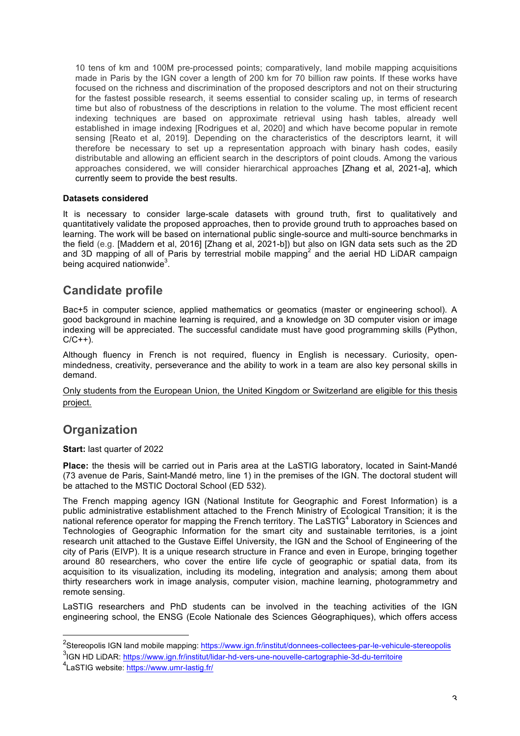10 tens of km and 100M pre-processed points; comparatively, land mobile mapping acquisitions made in Paris by the IGN cover a length of 200 km for 70 billion raw points. If these works have focused on the richness and discrimination of the proposed descriptors and not on their structuring for the fastest possible research, it seems essential to consider scaling up, in terms of research time but also of robustness of the descriptions in relation to the volume. The most efficient recent indexing techniques are based on approximate retrieval using hash tables, already well established in image indexing [Rodrigues et al, 2020] and which have become popular in remote sensing [Reato et al, 2019]. Depending on the characteristics of the descriptors learnt, it will therefore be necessary to set up a representation approach with binary hash codes, easily distributable and allowing an efficient search in the descriptors of point clouds. Among the various approaches considered, we will consider hierarchical approaches [Zhang et al, 2021-a], which currently seem to provide the best results.

**Datasets considered**

It is necessary to consider large-scale datasets with ground truth, first to qualitatively and quantitatively validate the proposed approaches, then to provide ground truth to approaches based on learning. The work will be based on international public single-source and multi-source benchmarks in the field (e.g. [Maddern et al, 2016] [Zhang et al, 2021-b]) but also on IGN data sets such as the 2D and 3D mapping of all of Paris by terrestrial mobile mapping[2] and the aerial HD LiDAR campaign being acquired nationwide[3].

## Candidate profile

Bac+5 in computer science, applied mathematics or geomatics (master or engineering school). A good background in machine learning is required, and a knowledge on 3D computer vision or image indexing will be appreciated. The successful candidate must have good programming skills (Python, C/C++).

Although fluency in French is not required, fluency in English is necessary. Curiosity, open-mindedness, creativity, perseverance and the ability to work in a team are also key personal skills in demand.

Only students from the European Union, the United Kingdom or Switzerland are eligible for this thesis project.

## Organization

**Start:** last quarter of 2022

**Place:** the thesis will be carried out in Paris area at the LaSTIG laboratory, located in Saint-Mandé (73 avenue de Paris, Saint-Mandé metro, line 1) in the premises of the IGN. The doctoral student will be attached to the MSTIC Doctoral School (ED 532).

The French mapping agency IGN (National Institute for Geographic and Forest Information) is a public administrative establishment attached to the French Ministry of Ecological Transition; it is the national reference operator for mapping the French territory. The LaSTIG[4] Laboratory in Sciences and Technologies of Geographic Information for the smart city and sustainable territories, is a joint research unit attached to the Gustave Eiffel University, the IGN and the School of Engineering of the city of Paris (EIVP). It is a unique research structure in France and even in Europe, bringing together around 80 researchers, who cover the entire life cycle of geographic or spatial data, from its acquisition to its visualization, including its modeling, integration and analysis; among them about thirty researchers work in image analysis, computer vision, machine learning, photogrammetry and remote sensing.

LaSTIG researchers and PhD students can be involved in the teaching activities of the IGN engineering school, the ENSG (Ecole Nationale des Sciences Géographiques), which offers access

---

[2] Stereopolis IGN land mobile mapping: https://www.ign.fr/institut/donnees-collectees-par-le-vehicule-stereopolis

[3] IGN HD LiDAR: https://www.ign.fr/institut/lidar-hd-vers-une-nouvelle-cartographie-3d-du-territoire

[4] LaSTIG website: https://www.umr-lastig.fr/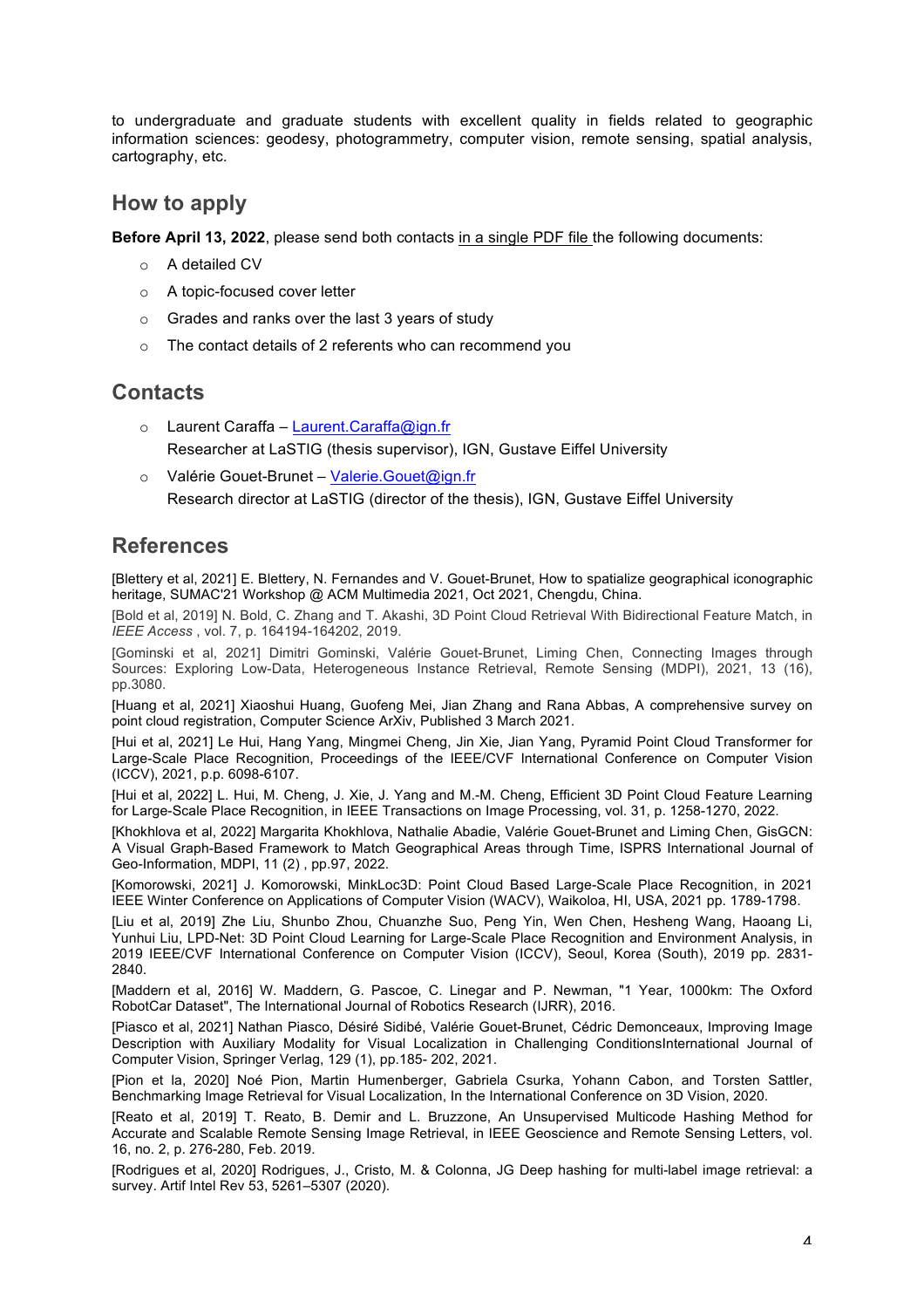to undergraduate and graduate students with excellent quality in fields related to geographic information sciences: geodesy, photogrammetry, computer vision, remote sensing, spatial analysis, cartography, etc.

## How to apply

**Before April 13, 2022**, please send both contacts in a single PDF file the following documents:

- A detailed CV
- A topic-focused cover letter
- Grades and ranks over the last 3 years of study
- The contact details of 2 referents who can recommend you

## Contacts

- Laurent Caraffa – Laurent.Caraffa@ign.fr
  Researcher at LaSTIG (thesis supervisor), IGN, Gustave Eiffel University
- Valérie Gouet-Brunet – Valerie.Gouet@ign.fr
  Research director at LaSTIG (director of the thesis), IGN, Gustave Eiffel University

## References

[Blettery et al, 2021] E. Blettery, N. Fernandes and V. Gouet-Brunet, How to spatialize geographical iconographic heritage, SUMAC'21 Workshop @ ACM Multimedia 2021, Oct 2021, Chengdu, China.

[Bold et al, 2019] N. Bold, C. Zhang and T. Akashi, 3D Point Cloud Retrieval With Bidirectional Feature Match, in *IEEE Access* , vol. 7, p. 164194-164202, 2019.

[Gominski et al, 2021] Dimitri Gominski, Valérie Gouet-Brunet, Liming Chen, Connecting Images through Sources: Exploring Low-Data, Heterogeneous Instance Retrieval, Remote Sensing (MDPI), 2021, 13 (16), pp.3080.

[Huang et al, 2021] Xiaoshui Huang, Guofeng Mei, Jian Zhang and Rana Abbas, A comprehensive survey on point cloud registration, Computer Science ArXiv, Published 3 March 2021.

[Hui et al, 2021] Le Hui, Hang Yang, Mingmei Cheng, Jin Xie, Jian Yang, Pyramid Point Cloud Transformer for Large-Scale Place Recognition, Proceedings of the IEEE/CVF International Conference on Computer Vision (ICCV), 2021, p.p. 6098-6107.

[Hui et al, 2022] L. Hui, M. Cheng, J. Xie, J. Yang and M.-M. Cheng, Efficient 3D Point Cloud Feature Learning for Large-Scale Place Recognition, in IEEE Transactions on Image Processing, vol. 31, p. 1258-1270, 2022.

[Khokhlova et al, 2022] Margarita Khokhlova, Nathalie Abadie, Valérie Gouet-Brunet and Liming Chen, GisGCN: A Visual Graph-Based Framework to Match Geographical Areas through Time, ISPRS International Journal of Geo-Information, MDPI, 11 (2) , pp.97, 2022.

[Komorowski, 2021] J. Komorowski, MinkLoc3D: Point Cloud Based Large-Scale Place Recognition, in 2021 IEEE Winter Conference on Applications of Computer Vision (WACV), Waikoloa, HI, USA, 2021 pp. 1789-1798.

[Liu et al, 2019] Zhe Liu, Shunbo Zhou, Chuanzhe Suo, Peng Yin, Wen Chen, Hesheng Wang, Haoang Li, Yunhui Liu, LPD-Net: 3D Point Cloud Learning for Large-Scale Place Recognition and Environment Analysis, in 2019 IEEE/CVF International Conference on Computer Vision (ICCV), Seoul, Korea (South), 2019 pp. 2831-2840.

[Maddern et al, 2016] W. Maddern, G. Pascoe, C. Linegar and P. Newman, "1 Year, 1000km: The Oxford RobotCar Dataset", The International Journal of Robotics Research (IJRR), 2016.

[Piasco et al, 2021] Nathan Piasco, Désiré Sidibé, Valérie Gouet-Brunet, Cédric Demonceaux, Improving Image Description with Auxiliary Modality for Visual Localization in Challenging ConditionsInternational Journal of Computer Vision, Springer Verlag, 129 (1), pp.185- 202, 2021.

[Pion et la, 2020] Noé Pion, Martin Humenberger, Gabriela Csurka, Yohann Cabon, and Torsten Sattler, Benchmarking Image Retrieval for Visual Localization, In the International Conference on 3D Vision, 2020.

[Reato et al, 2019] T. Reato, B. Demir and L. Bruzzone, An Unsupervised Multicode Hashing Method for Accurate and Scalable Remote Sensing Image Retrieval, in IEEE Geoscience and Remote Sensing Letters, vol. 16, no. 2, p. 276-280, Feb. 2019.

[Rodrigues et al, 2020] Rodrigues, J., Cristo, M. & Colonna, JG Deep hashing for multi-label image retrieval: a survey. Artif Intel Rev 53, 5261–5307 (2020).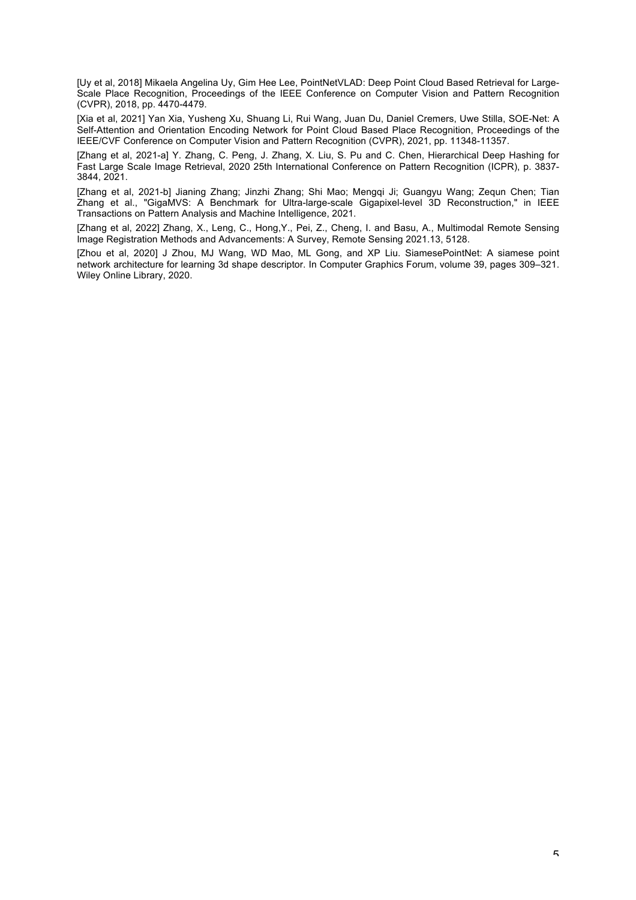[Uy et al, 2018] Mikaela Angelina Uy, Gim Hee Lee, PointNetVLAD: Deep Point Cloud Based Retrieval for Large-Scale Place Recognition, Proceedings of the IEEE Conference on Computer Vision and Pattern Recognition (CVPR), 2018, pp. 4470-4479.

[Xia et al, 2021] Yan Xia, Yusheng Xu, Shuang Li, Rui Wang, Juan Du, Daniel Cremers, Uwe Stilla, SOE-Net: A Self-Attention and Orientation Encoding Network for Point Cloud Based Place Recognition, Proceedings of the IEEE/CVF Conference on Computer Vision and Pattern Recognition (CVPR), 2021, pp. 11348-11357.

[Zhang et al, 2021-a] Y. Zhang, C. Peng, J. Zhang, X. Liu, S. Pu and C. Chen, Hierarchical Deep Hashing for Fast Large Scale Image Retrieval, 2020 25th International Conference on Pattern Recognition (ICPR), p. 3837-3844, 2021.

[Zhang et al, 2021-b] Jianing Zhang; Jinzhi Zhang; Shi Mao; Mengqi Ji; Guangyu Wang; Zequn Chen; Tian Zhang et al., "GigaMVS: A Benchmark for Ultra-large-scale Gigapixel-level 3D Reconstruction," in IEEE Transactions on Pattern Analysis and Machine Intelligence, 2021.

[Zhang et al, 2022] Zhang, X., Leng, C., Hong,Y., Pei, Z., Cheng, I. and Basu, A., Multimodal Remote Sensing Image Registration Methods and Advancements: A Survey, Remote Sensing 2021.13, 5128.

[Zhou et al, 2020] J Zhou, MJ Wang, WD Mao, ML Gong, and XP Liu. SiamesePointNet: A siamese point network architecture for learning 3d shape descriptor. In Computer Graphics Forum, volume 39, pages 309–321. Wiley Online Library, 2020.